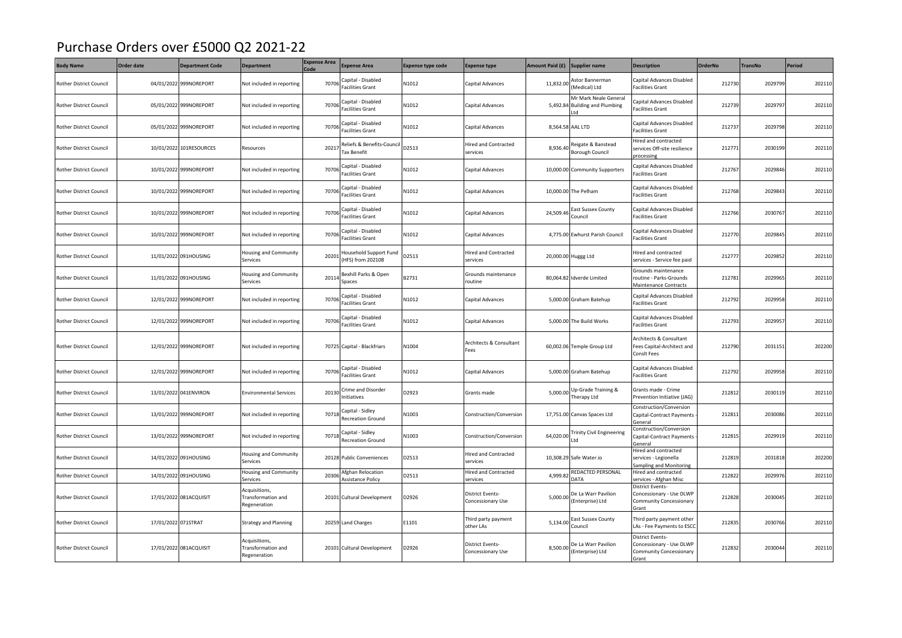# Purchase Orders over £5000 Q2 2021-22

| Body Name | Order date | Department Code | Department | Expense Area Code | Expense Area | Expense type code | Expense type | Amount Paid (£) | Supplier name | Description | OrderNo | TransNo | Period |
|---|---|---|---|---|---|---|---|---|---|---|---|---|---|
| Rother District Council | 04/01/2022 | 999NOREPORT | Not included in reporting | 70706 | Capital - Disabled Facilities Grant | N1012 | Capital Advances | 11,832.00 | Astor Bannerman (Medical) Ltd | Capital Advances Disabled Facilities Grant | 212730 | 2029799 | 202110 |
| Rother District Council | 05/01/2022 | 999NOREPORT | Not included in reporting | 70706 | Capital - Disabled Facilities Grant | N1012 | Capital Advances | 5,492.84 | Mr Mark Neale General Building and Plumbing Ltd | Capital Advances Disabled Facilities Grant | 212739 | 2029797 | 202110 |
| Rother District Council | 05/01/2022 | 999NOREPORT | Not included in reporting | 70706 | Capital - Disabled Facilities Grant | N1012 | Capital Advances | 8,564.58 | AAL LTD | Capital Advances Disabled Facilities Grant | 212737 | 2029798 | 202110 |
| Rother District Council | 10/01/2022 | 101RESOURCES | Resources | 20217 | Reliefs & Benefits-Council Tax Benefit | D2513 | Hired and Contracted services | 8,936.40 | Reigate & Banstead Borough Council | Hired and contracted services Off-site resilience processing | 212771 | 2030199 | 202110 |
| Rother District Council | 10/01/2022 | 999NOREPORT | Not included in reporting | 70706 | Capital - Disabled Facilities Grant | N1012 | Capital Advances | 10,000.00 | Community Supporters | Capital Advances Disabled Facilities Grant | 212767 | 2029846 | 202110 |
| Rother District Council | 10/01/2022 | 999NOREPORT | Not included in reporting | 70706 | Capital - Disabled Facilities Grant | N1012 | Capital Advances | 10,000.00 | The Pelham | Capital Advances Disabled Facilities Grant | 212768 | 2029843 | 202110 |
| Rother District Council | 10/01/2022 | 999NOREPORT | Not included in reporting | 70706 | Capital - Disabled Facilities Grant | N1012 | Capital Advances | 24,509.46 | East Sussex County Council | Capital Advances Disabled Facilities Grant | 212766 | 2030767 | 202110 |
| Rother District Council | 10/01/2022 | 999NOREPORT | Not included in reporting | 70706 | Capital - Disabled Facilities Grant | N1012 | Capital Advances | 4,775.00 | Ewhurst Parish Council | Capital Advances Disabled Facilities Grant | 212770 | 2029845 | 202110 |
| Rother District Council | 11/01/2022 | 091HOUSING | Housing and Community Services | 20201 | Household Support Fund (HFS) from 202108 | D2513 | Hired and Contracted services | 20,000.00 | Huggg Ltd | Hired and contracted services - Service fee paid | 212777 | 2029852 | 202110 |
| Rother District Council | 11/01/2022 | 091HOUSING | Housing and Community Services | 20114 | Bexhill Parks & Open Spaces | B2731 | Grounds maintenance routine | 80,064.82 | Idverde Limited | Grounds maintenance routine - Parks-Grounds Maintenance Contracts | 212781 | 2029965 | 202110 |
| Rother District Council | 12/01/2022 | 999NOREPORT | Not included in reporting | 70706 | Capital - Disabled Facilities Grant | N1012 | Capital Advances | 5,000.00 | Graham Batehup | Capital Advances Disabled Facilities Grant | 212792 | 2029958 | 202110 |
| Rother District Council | 12/01/2022 | 999NOREPORT | Not included in reporting | 70706 | Capital - Disabled Facilities Grant | N1012 | Capital Advances | 5,000.00 | The Build Works | Capital Advances Disabled Facilities Grant | 212793 | 2029957 | 202110 |
| Rother District Council | 12/01/2022 | 999NOREPORT | Not included in reporting | 70725 | Capital - Blackfriars | N1004 | Architects & Consultant Fees | 60,002.06 | Temple Group Ltd | Architects & Consultant Fees Capital-Architect and Conslt Fees | 212790 | 2031151 | 202200 |
| Rother District Council | 12/01/2022 | 999NOREPORT | Not included in reporting | 70706 | Capital - Disabled Facilities Grant | N1012 | Capital Advances | 5,000.00 | Graham Batehup | Capital Advances Disabled Facilities Grant | 212792 | 2029958 | 202110 |
| Rother District Council | 13/01/2022 | 041ENVIRON | Environmental Services | 20130 | Crime and Disorder Initiatives | D2923 | Grants made | 5,000.00 | Up-Grade Training & Therapy Ltd | Grants made - Crime Prevention Initiative (JAG) | 212812 | 2030119 | 202110 |
| Rother District Council | 13/01/2022 | 999NOREPORT | Not included in reporting | 70718 | Capital - Sidley Recreation Ground | N1003 | Construction/Conversion | 17,751.00 | Canvas Spaces Ltd | Construction/Conversion Capital-Contract Payments - General | 212811 | 2030086 | 202110 |
| Rother District Council | 13/01/2022 | 999NOREPORT | Not included in reporting | 70718 | Capital - Sidley Recreation Ground | N1003 | Construction/Conversion | 64,020.00 | Trinity Civil Engineering Ltd | Construction/Conversion Capital-Contract Payments - General | 212815 | 2029919 | 202110 |
| Rother District Council | 14/01/2022 | 091HOUSING | Housing and Community Services | 20128 | Public Conveniences | D2513 | Hired and Contracted services | 10,308.29 | Safe Water.io | Hired and contracted services - Legionella Sampling and Monitoring | 212819 | 2031818 | 202200 |
| Rother District Council | 14/01/2022 | 091HOUSING | Housing and Community Services | 20306 | Afghan Relocation Assistance Policy | D2513 | Hired and Contracted services | 4,999.82 | REDACTED PERSONAL DATA | Hired and contracted services - Afghan Misc | 212822 | 2029976 | 202110 |
| Rother District Council | 17/01/2022 | 081ACQUISIT | Acquisitions, Transformation and Regeneration | 20101 | Cultural Development | D2926 | District Events-Concessionary Use | 5,000.00 | De La Warr Pavilion (Enterprise) Ltd | District Events-Concessionary - Use DLWP Community Concessionary Grant | 212828 | 2030045 | 202110 |
| Rother District Council | 17/01/2022 | 071STRAT | Strategy and Planning | 20259 | Land Charges | E1101 | Third party payment other LAs | 5,134.00 | East Sussex County Council | Third party payment other LAs - Fee Payments to ESCC | 212835 | 2030766 | 202110 |
| Rother District Council | 17/01/2022 | 081ACQUISIT | Acquisitions, Transformation and Regeneration | 20101 | Cultural Development | D2926 | District Events-Concessionary Use | 8,500.00 | De La Warr Pavilion (Enterprise) Ltd | District Events-Concessionary - Use DLWP Community Concessionary Grant | 212832 | 2030044 | 202110 |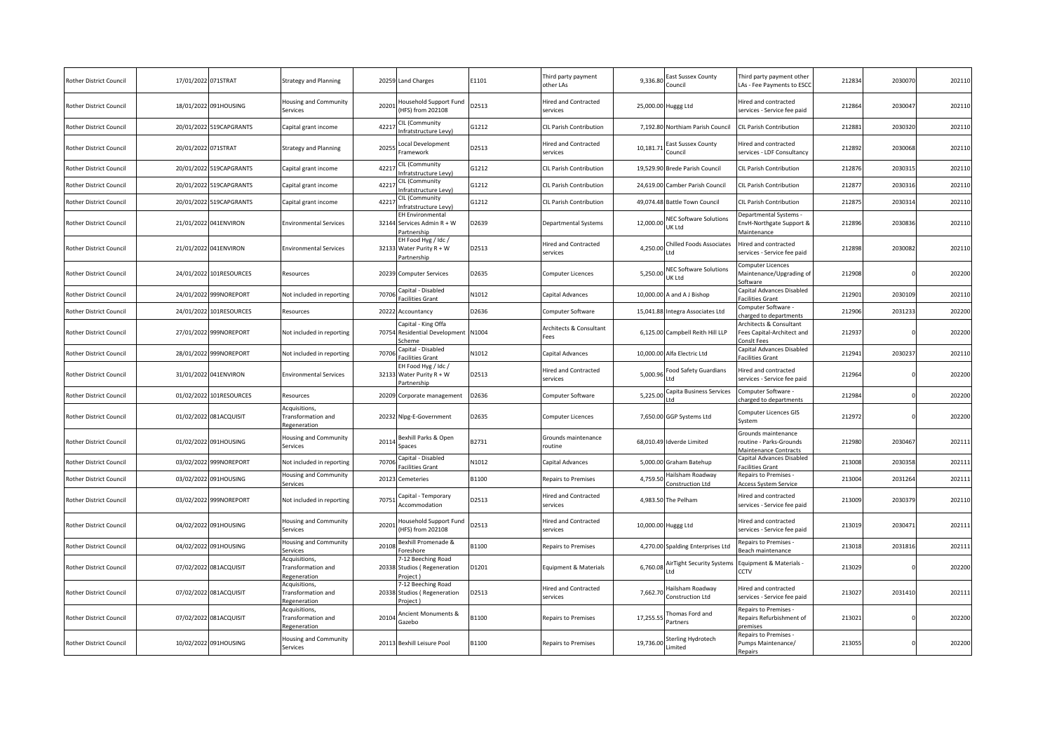| Rother District Council | 17/01/2022 | 071STRAT | Strategy and Planning | 20259 | Land Charges | E1101 | Third party payment other LAs | 9,336.80 | East Sussex County Council | Third party payment other LAs - Fee Payments to ESCC | 212834 | 2030070 | 202110 |
|---|---|---|---|---|---|---|---|---|---|---|---|---|---|
| Rother District Council | 18/01/2022 | 091HOUSING | Housing and Community Services | 20201 | Household Support Fund (HFS) from 202108 | D2513 | Hired and Contracted services | 25,000.00 | Huggg Ltd | Hired and contracted services - Service fee paid | 212864 | 2030047 | 202110 |
| Rother District Council | 20/01/2022 | 519CAPGRANTS | Capital grant income | 42217 | CIL (Community Infrastructure Levy) | G1212 | CIL Parish Contribution | 7,192.80 | Northiam Parish Council | CIL Parish Contribution | 212881 | 2030320 | 202110 |
| Rother District Council | 20/01/2022 | 071STRAT | Strategy and Planning | 20255 | Local Development Framework | D2513 | Hired and Contracted services | 10,181.71 | East Sussex County Council | Hired and contracted services - LDF Consultancy | 212892 | 2030068 | 202110 |
| Rother District Council | 20/01/2022 | 519CAPGRANTS | Capital grant income | 42217 | CIL (Community Infrastructure Levy) | G1212 | CIL Parish Contribution | 19,529.90 | Brede Parish Council | CIL Parish Contribution | 212876 | 2030315 | 202110 |
| Rother District Council | 20/01/2022 | 519CAPGRANTS | Capital grant income | 42217 | CIL (Community Infrastructure Levy) | G1212 | CIL Parish Contribution | 24,619.00 | Camber Parish Council | CIL Parish Contribution | 212877 | 2030316 | 202110 |
| Rother District Council | 20/01/2022 | 519CAPGRANTS | Capital grant income | 42217 | CIL (Community Infrastructure Levy) | G1212 | CIL Parish Contribution | 49,074.48 | Battle Town Council | CIL Parish Contribution | 212875 | 2030314 | 202110 |
| Rother District Council | 21/01/2022 | 041ENVIRON | Environmental Services | 32144 | EH Environmental Services Admin R + W Partnership | D2639 | Departmental Systems | 12,000.00 | NEC Software Solutions UK Ltd | Departmental Systems - EnvH-Northgate Support & Maintenance | 212896 | 2030836 | 202110 |
| Rother District Council | 21/01/2022 | 041ENVIRON | Environmental Services | 32133 | EH Food Hyg / Idc / Water Purity R + W Partnership | D2513 | Hired and Contracted services | 4,250.00 | Chilled Foods Associates Ltd | Hired and contracted services - Service fee paid | 212898 | 2030082 | 202110 |
| Rother District Council | 24/01/2022 | 101RESOURCES | Resources | 20239 | Computer Services | D2635 | Computer Licences | 5,250.00 | NEC Software Solutions UK Ltd | Computer Licences Maintenance/Upgrading of Software | 212908 | 0 | 202200 |
| Rother District Council | 24/01/2022 | 999NOREPORT | Not included in reporting | 70706 | Capital - Disabled Facilities Grant | N1012 | Capital Advances | 10,000.00 | A and A J Bishop | Capital Advances Disabled Facilities Grant | 212901 | 2030109 | 202110 |
| Rother District Council | 24/01/2022 | 101RESOURCES | Resources | 20222 | Accountancy | D2636 | Computer Software | 15,041.88 | Integra Associates Ltd | Computer Software - charged to departments | 212906 | 2031233 | 202200 |
| Rother District Council | 27/01/2022 | 999NOREPORT | Not included in reporting | 70754 | Capital - King Offa Residential Development Scheme | N1004 | Architects & Consultant Fees | 6,125.00 | Campbell Reith Hill LLP | Architects & Consultant Fees Capital-Architect and Conslt Fees | 212937 | 0 | 202200 |
| Rother District Council | 28/01/2022 | 999NOREPORT | Not included in reporting | 70706 | Capital - Disabled Facilities Grant | N1012 | Capital Advances | 10,000.00 | Alfa Electric Ltd | Capital Advances Disabled Facilities Grant | 212941 | 2030237 | 202110 |
| Rother District Council | 31/01/2022 | 041ENVIRON | Environmental Services | 32133 | EH Food Hyg / Idc / Water Purity R + W Partnership | D2513 | Hired and Contracted services | 5,000.96 | Food Safety Guardians Ltd | Hired and contracted services - Service fee paid | 212964 | 0 | 202200 |
| Rother District Council | 01/02/2022 | 101RESOURCES | Resources | 20209 | Corporate management | D2636 | Computer Software | 5,225.00 | Capita Business Services Ltd | Computer Software - charged to departments | 212984 | 0 | 202200 |
| Rother District Council | 01/02/2022 | 081ACQUISIT | Acquisitions, Transformation and Regeneration | 20232 | Nlpg-E-Government | D2635 | Computer Licences | 7,650.00 | GGP Systems Ltd | Computer Licences GIS System | 212972 | 0 | 202200 |
| Rother District Council | 01/02/2022 | 091HOUSING | Housing and Community Services | 20114 | Bexhill Parks & Open Spaces | B2731 | Grounds maintenance routine | 68,010.49 | Idverde Limited | Grounds maintenance routine - Parks-Grounds Maintenance Contracts | 212980 | 2030467 | 202111 |
| Rother District Council | 03/02/2022 | 999NOREPORT | Not included in reporting | 70706 | Capital - Disabled Facilities Grant | N1012 | Capital Advances | 5,000.00 | Graham Batehup | Capital Advances Disabled Facilities Grant | 213008 | 2030358 | 202111 |
| Rother District Council | 03/02/2022 | 091HOUSING | Housing and Community Services | 20123 | Cemeteries | B1100 | Repairs to Premises | 4,759.50 | Hailsham Roadway Construction Ltd | Repairs to Premises - Access System Service | 213004 | 2031264 | 202111 |
| Rother District Council | 03/02/2022 | 999NOREPORT | Not included in reporting | 70751 | Capital - Temporary Accommodation | D2513 | Hired and Contracted services | 4,983.50 | The Pelham | Hired and contracted services - Service fee paid | 213009 | 2030379 | 202110 |
| Rother District Council | 04/02/2022 | 091HOUSING | Housing and Community Services | 20201 | Household Support Fund (HFS) from 202108 | D2513 | Hired and Contracted services | 10,000.00 | Huggg Ltd | Hired and contracted services - Service fee paid | 213019 | 2030471 | 202111 |
| Rother District Council | 04/02/2022 | 091HOUSING | Housing and Community Services | 20108 | Bexhill Promenade & Foreshore | B1100 | Repairs to Premises | 4,270.00 | Spalding Enterprises Ltd | Repairs to Premises - Beach maintenance | 213018 | 2031816 | 202111 |
| Rother District Council | 07/02/2022 | 081ACQUISIT | Acquisitions, Transformation and Regeneration | 20338 | 7-12 Beeching Road Studios ( Regeneration Project ) | D1201 | Equipment & Materials | 6,760.08 | AirTight Security Systems Ltd | Equipment & Materials - CCTV | 213029 | 0 | 202200 |
| Rother District Council | 07/02/2022 | 081ACQUISIT | Acquisitions, Transformation and Regeneration | 20338 | 7-12 Beeching Road Studios ( Regeneration Project ) | D2513 | Hired and Contracted services | 7,662.70 | Hailsham Roadway Construction Ltd | Hired and contracted services - Service fee paid | 213027 | 2031410 | 202111 |
| Rother District Council | 07/02/2022 | 081ACQUISIT | Acquisitions, Transformation and Regeneration | 20104 | Ancient Monuments & Gazebo | B1100 | Repairs to Premises | 17,255.55 | Thomas Ford and Partners | Repairs to Premises - Repairs Refurbishment of premises | 213021 | 0 | 202200 |
| Rother District Council | 10/02/2022 | 091HOUSING | Housing and Community Services | 20113 | Bexhill Leisure Pool | B1100 | Repairs to Premises | 19,736.00 | Sterling Hydrotech Limited | Repairs to Premises - Pumps Maintenance/ Repairs | 213055 | 0 | 202200 |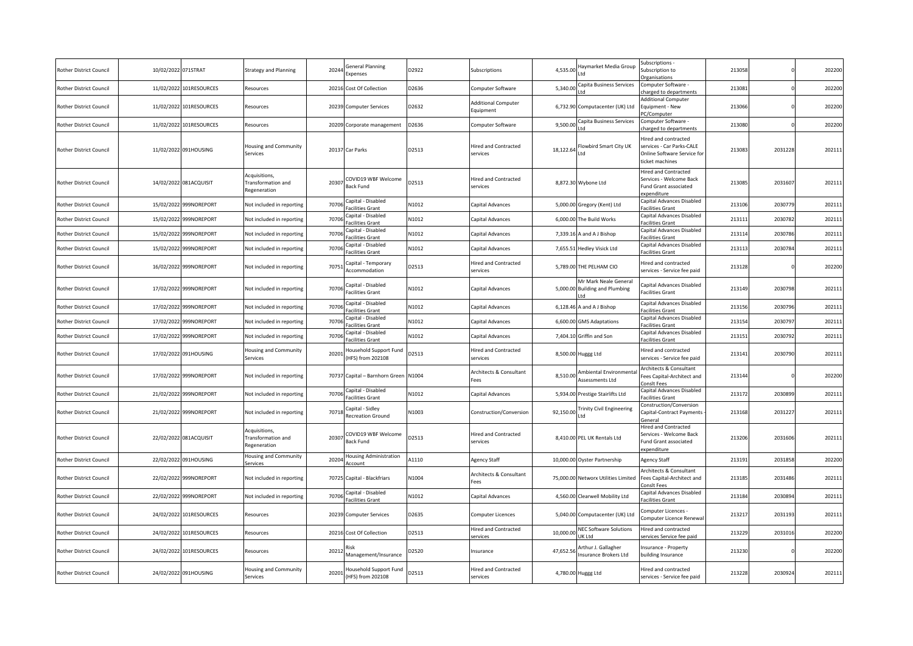| Rother District Council | 10/02/2022 | 071STRAT | Strategy and Planning | 20244 | General Planning Expenses | D2922 | Subscriptions | 4,535.00 | Haymarket Media Group Ltd | Subscriptions - Subscription to Organisations | 213058 | 0 | 202200 |
|---|---|---|---|---|---|---|---|---|---|---|---|---|---|
| Rother District Council | 11/02/2022 | 101RESOURCES | Resources | 20216 | Cost Of Collection | D2636 | Computer Software | 5,340.00 | Capita Business Services Ltd | Computer Software - charged to departments | 213081 | 0 | 202200 |
| Rother District Council | 11/02/2022 | 101RESOURCES | Resources | 20239 | Computer Services | D2632 | Additional Computer Equipment | 6,732.90 | Computacenter (UK) Ltd | Additional Computer Equipment - New PC/Computer | 213066 | 0 | 202200 |
| Rother District Council | 11/02/2022 | 101RESOURCES | Resources | 20209 | Corporate management | D2636 | Computer Software | 9,500.00 | Capita Business Services Ltd | Computer Software - charged to departments | 213080 | 0 | 202200 |
| Rother District Council | 11/02/2022 | 091HOUSING | Housing and Community Services | 20137 | Car Parks | D2513 | Hired and Contracted services | 18,122.64 | Flowbird Smart City UK Ltd | Hired and contracted services - Car Parks-CALE Online Software Service for ticket machines | 213083 | 2031228 | 202111 |
| Rother District Council | 14/02/2022 | 081ACQUISIT | Acquisitions, Transformation and Regeneration | 20307 | COVID19 WBF Welcome Back Fund | D2513 | Hired and Contracted services | 8,872.30 | Wybone Ltd | Hired and Contracted Services - Welcome Back Fund Grant associated expenditure | 213085 | 2031607 | 202111 |
| Rother District Council | 15/02/2022 | 999NOREPORT | Not included in reporting | 70706 | Capital - Disabled Facilities Grant | N1012 | Capital Advances | 5,000.00 | Gregory (Kent) Ltd | Capital Advances Disabled Facilities Grant | 213106 | 2030779 | 202111 |
| Rother District Council | 15/02/2022 | 999NOREPORT | Not included in reporting | 70706 | Capital - Disabled Facilities Grant | N1012 | Capital Advances | 6,000.00 | The Build Works | Capital Advances Disabled Facilities Grant | 213111 | 2030782 | 202111 |
| Rother District Council | 15/02/2022 | 999NOREPORT | Not included in reporting | 70706 | Capital - Disabled Facilities Grant | N1012 | Capital Advances | 7,339.16 | A and A J Bishop | Capital Advances Disabled Facilities Grant | 213114 | 2030786 | 202111 |
| Rother District Council | 15/02/2022 | 999NOREPORT | Not included in reporting | 70706 | Capital - Disabled Facilities Grant | N1012 | Capital Advances | 7,655.51 | Hedley Visick Ltd | Capital Advances Disabled Facilities Grant | 213113 | 2030784 | 202111 |
| Rother District Council | 16/02/2022 | 999NOREPORT | Not included in reporting | 70751 | Capital - Temporary Accommodation | D2513 | Hired and Contracted services | 5,789.00 | THE PELHAM CIO | Hired and contracted services - Service fee paid | 213128 | 0 | 202200 |
| Rother District Council | 17/02/2022 | 999NOREPORT | Not included in reporting | 70706 | Capital - Disabled Facilities Grant | N1012 | Capital Advances | 5,000.00 | Mr Mark Neale General Building and Plumbing Ltd | Capital Advances Disabled Facilities Grant | 213149 | 2030798 | 202111 |
| Rother District Council | 17/02/2022 | 999NOREPORT | Not included in reporting | 70706 | Capital - Disabled Facilities Grant | N1012 | Capital Advances | 6,128.46 | A and A J Bishop | Capital Advances Disabled Facilities Grant | 213156 | 2030796 | 202111 |
| Rother District Council | 17/02/2022 | 999NOREPORT | Not included in reporting | 70706 | Capital - Disabled Facilities Grant | N1012 | Capital Advances | 6,600.00 | GMS Adaptations | Capital Advances Disabled Facilities Grant | 213154 | 2030797 | 202111 |
| Rother District Council | 17/02/2022 | 999NOREPORT | Not included in reporting | 70706 | Capital - Disabled Facilities Grant | N1012 | Capital Advances | 7,404.10 | Griffin and Son | Capital Advances Disabled Facilities Grant | 213151 | 2030792 | 202111 |
| Rother District Council | 17/02/2022 | 091HOUSING | Housing and Community Services | 20201 | Household Support Fund (HFS) from 202108 | D2513 | Hired and Contracted services | 8,500.00 | Huggg Ltd | Hired and contracted services - Service fee paid | 213141 | 2030790 | 202111 |
| Rother District Council | 17/02/2022 | 999NOREPORT | Not included in reporting | 70737 | Capital – Barnhorn Green | N1004 | Architects & Consultant Fees | 8,510.00 | Ambiental Environmental Assessments Ltd | Architects & Consultant Fees Capital-Architect and Conslt Fees | 213144 | 0 | 202200 |
| Rother District Council | 21/02/2022 | 999NOREPORT | Not included in reporting | 70706 | Capital - Disabled Facilities Grant | N1012 | Capital Advances | 5,934.00 | Prestige Stairlifts Ltd | Capital Advances Disabled Facilities Grant | 213172 | 2030899 | 202111 |
| Rother District Council | 21/02/2022 | 999NOREPORT | Not included in reporting | 70718 | Capital - Sidley Recreation Ground | N1003 | Construction/Conversion | 92,150.00 | Trinity Civil Engineering Ltd | Construction/Conversion Capital-Contract Payments - General | 213168 | 2031227 | 202111 |
| Rother District Council | 22/02/2022 | 081ACQUISIT | Acquisitions, Transformation and Regeneration | 20307 | COVID19 WBF Welcome Back Fund | D2513 | Hired and Contracted services | 8,410.00 | PEL UK Rentals Ltd | Hired and Contracted Services - Welcome Back Fund Grant associated expenditure | 213206 | 2031606 | 202111 |
| Rother District Council | 22/02/2022 | 091HOUSING | Housing and Community Services | 20204 | Housing Administration Account | A1110 | Agency Staff | 10,000.00 | Oyster Partnership | Agency Staff | 213191 | 2031858 | 202200 |
| Rother District Council | 22/02/2022 | 999NOREPORT | Not included in reporting | 70725 | Capital - Blackfriars | N1004 | Architects & Consultant Fees | 75,000.00 | Networx Utilities Limited | Architects & Consultant Fees Capital-Architect and Conslt Fees | 213185 | 2031486 | 202111 |
| Rother District Council | 22/02/2022 | 999NOREPORT | Not included in reporting | 70706 | Capital - Disabled Facilities Grant | N1012 | Capital Advances | 4,560.00 | Clearwell Mobility Ltd | Capital Advances Disabled Facilities Grant | 213184 | 2030894 | 202111 |
| Rother District Council | 24/02/2022 | 101RESOURCES | Resources | 20239 | Computer Services | D2635 | Computer Licences | 5,040.00 | Computacenter (UK) Ltd | Computer Licences - Computer Licence Renewal | 213217 | 2031193 | 202111 |
| Rother District Council | 24/02/2022 | 101RESOURCES | Resources | 20216 | Cost Of Collection | D2513 | Hired and Contracted services | 10,000.00 | NEC Software Solutions UK Ltd | Hired and contracted services Service fee paid | 213229 | 2031016 | 202200 |
| Rother District Council | 24/02/2022 | 101RESOURCES | Resources | 20212 | Risk Management/Insurance | D2520 | Insurance | 47,652.56 | Arthur J. Gallagher Insurance Brokers Ltd | Insurance - Property building Insurance | 213230 | 0 | 202200 |
| Rother District Council | 24/02/2022 | 091HOUSING | Housing and Community Services | 20201 | Household Support Fund (HFS) from 202108 | D2513 | Hired and Contracted services | 4,780.00 | Huggg Ltd | Hired and contracted services - Service fee paid | 213228 | 2030924 | 202111 |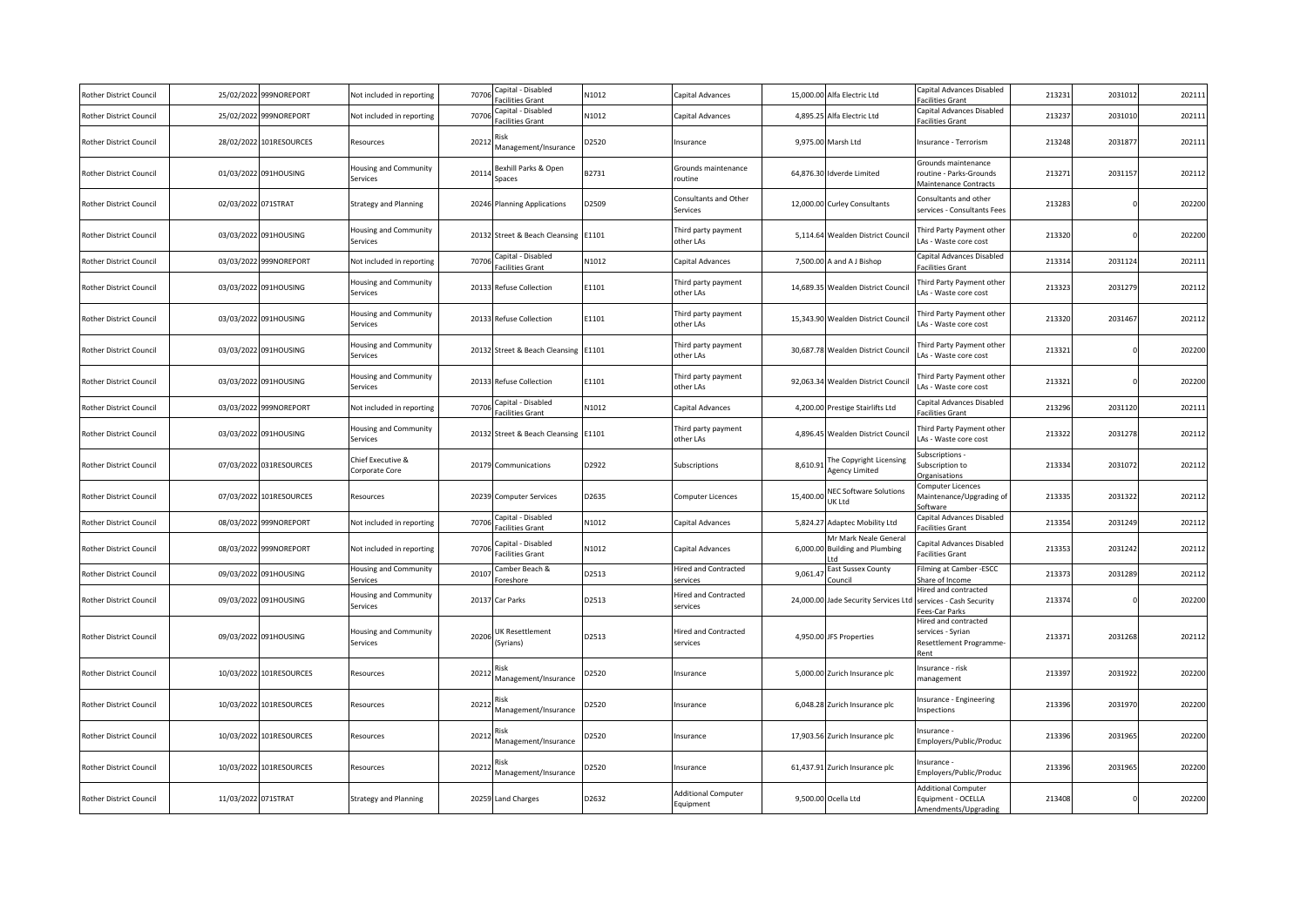| | | | | | | | | | | | | | | |
|---|---|---|---|---|---|---|---|---|---|---|---|---|---|---|
| Rother District Council | 25/02/2022 | 999NOREPORT | Not included in reporting | 70706 | Capital - Disabled Facilities Grant | N1012 | Capital Advances | 15,000.00 | Alfa Electric Ltd | Capital Advances Disabled Facilities Grant | 213231 | 2031012 | 202111 |
| Rother District Council | 25/02/2022 | 999NOREPORT | Not included in reporting | 70706 | Capital - Disabled Facilities Grant | N1012 | Capital Advances | 4,895.25 | Alfa Electric Ltd | Capital Advances Disabled Facilities Grant | 213237 | 2031010 | 202111 |
| Rother District Council | 28/02/2022 | 101RESOURCES | Resources | 20212 | Risk Management/Insurance | D2520 | Insurance | 9,975.00 | Marsh Ltd | Insurance - Terrorism | 213248 | 2031877 | 202111 |
| Rother District Council | 01/03/2022 | 091HOUSING | Housing and Community Services | 20114 | Bexhill Parks & Open Spaces | B2731 | Grounds maintenance routine | 64,876.30 | Idverde Limited | Grounds maintenance routine - Parks-Grounds Maintenance Contracts | 213271 | 2031157 | 202112 |
| Rother District Council | 02/03/2022 | 071STRAT | Strategy and Planning | 20246 | Planning Applications | D2509 | Consultants and Other Services | 12,000.00 | Curley Consultants | Consultants and other services - Consultants Fees | 213283 | 0 | 202200 |
| Rother District Council | 03/03/2022 | 091HOUSING | Housing and Community Services | 20132 | Street & Beach Cleansing | E1101 | Third party payment other LAs | 5,114.64 | Wealden District Council | Third Party Payment other LAs - Waste core cost | 213320 | 0 | 202200 |
| Rother District Council | 03/03/2022 | 999NOREPORT | Not included in reporting | 70706 | Capital - Disabled Facilities Grant | N1012 | Capital Advances | 7,500.00 | A and A J Bishop | Capital Advances Disabled Facilities Grant | 213314 | 2031124 | 202111 |
| Rother District Council | 03/03/2022 | 091HOUSING | Housing and Community Services | 20133 | Refuse Collection | E1101 | Third party payment other LAs | 14,689.35 | Wealden District Council | Third Party Payment other LAs - Waste core cost | 213323 | 2031279 | 202112 |
| Rother District Council | 03/03/2022 | 091HOUSING | Housing and Community Services | 20133 | Refuse Collection | E1101 | Third party payment other LAs | 15,343.90 | Wealden District Council | Third Party Payment other LAs - Waste core cost | 213320 | 2031467 | 202112 |
| Rother District Council | 03/03/2022 | 091HOUSING | Housing and Community Services | 20132 | Street & Beach Cleansing | E1101 | Third party payment other LAs | 30,687.78 | Wealden District Council | Third Party Payment other LAs - Waste core cost | 213321 | 0 | 202200 |
| Rother District Council | 03/03/2022 | 091HOUSING | Housing and Community Services | 20133 | Refuse Collection | E1101 | Third party payment other LAs | 92,063.34 | Wealden District Council | Third Party Payment other LAs - Waste core cost | 213321 | 0 | 202200 |
| Rother District Council | 03/03/2022 | 999NOREPORT | Not included in reporting | 70706 | Capital - Disabled Facilities Grant | N1012 | Capital Advances | 4,200.00 | Prestige Stairlifts Ltd | Capital Advances Disabled Facilities Grant | 213296 | 2031120 | 202111 |
| Rother District Council | 03/03/2022 | 091HOUSING | Housing and Community Services | 20132 | Street & Beach Cleansing | E1101 | Third party payment other LAs | 4,896.45 | Wealden District Council | Third Party Payment other LAs - Waste core cost | 213322 | 2031278 | 202112 |
| Rother District Council | 07/03/2022 | 031RESOURCES | Chief Executive & Corporate Core | 20179 | Communications | D2922 | Subscriptions | 8,610.91 | The Copyright Licensing Agency Limited | Subscriptions - Subscription to Organisations | 213334 | 2031072 | 202112 |
| Rother District Council | 07/03/2022 | 101RESOURCES | Resources | 20239 | Computer Services | D2635 | Computer Licences | 15,400.00 | NEC Software Solutions UK Ltd | Computer Licences Maintenance/Upgrading of Software | 213335 | 2031322 | 202112 |
| Rother District Council | 08/03/2022 | 999NOREPORT | Not included in reporting | 70706 | Capital - Disabled Facilities Grant | N1012 | Capital Advances | 5,824.27 | Adaptec Mobility Ltd | Capital Advances Disabled Facilities Grant | 213354 | 2031249 | 202112 |
| Rother District Council | 08/03/2022 | 999NOREPORT | Not included in reporting | 70706 | Capital - Disabled Facilities Grant | N1012 | Capital Advances | 6,000.00 | Mr Mark Neale General Building and Plumbing Ltd | Capital Advances Disabled Facilities Grant | 213353 | 2031242 | 202112 |
| Rother District Council | 09/03/2022 | 091HOUSING | Housing and Community Services | 20107 | Camber Beach & Foreshore | D2513 | Hired and Contracted services | 9,061.47 | East Sussex County Council | Filming at Camber -ESCC Share of Income | 213373 | 2031289 | 202112 |
| Rother District Council | 09/03/2022 | 091HOUSING | Housing and Community Services | 20137 | Car Parks | D2513 | Hired and Contracted services | 24,000.00 | Jade Security Services Ltd | Hired and contracted services - Cash Security Fees-Car Parks | 213374 | 0 | 202200 |
| Rother District Council | 09/03/2022 | 091HOUSING | Housing and Community Services | 20206 | UK Resettlement (Syrians) | D2513 | Hired and Contracted services | 4,950.00 | JFS Properties | Hired and contracted services - Syrian Resettlement Programme-Rent | 213371 | 2031268 | 202112 |
| Rother District Council | 10/03/2022 | 101RESOURCES | Resources | 20212 | Risk Management/Insurance | D2520 | Insurance | 5,000.00 | Zurich Insurance plc | Insurance - risk management | 213397 | 2031922 | 202200 |
| Rother District Council | 10/03/2022 | 101RESOURCES | Resources | 20212 | Risk Management/Insurance | D2520 | Insurance | 6,048.28 | Zurich Insurance plc | Insurance - Engineering Inspections | 213396 | 2031970 | 202200 |
| Rother District Council | 10/03/2022 | 101RESOURCES | Resources | 20212 | Risk Management/Insurance | D2520 | Insurance | 17,903.56 | Zurich Insurance plc | Insurance - Employers/Public/Produc | 213396 | 2031965 | 202200 |
| Rother District Council | 10/03/2022 | 101RESOURCES | Resources | 20212 | Risk Management/Insurance | D2520 | Insurance | 61,437.91 | Zurich Insurance plc | Insurance - Employers/Public/Produc | 213396 | 2031965 | 202200 |
| Rother District Council | 11/03/2022 | 071STRAT | Strategy and Planning | 20259 | Land Charges | D2632 | Additional Computer Equipment | 9,500.00 | Ocella Ltd | Additional Computer Equipment - OCELLA Amendments/Upgrading | 213408 | 0 | 202200 |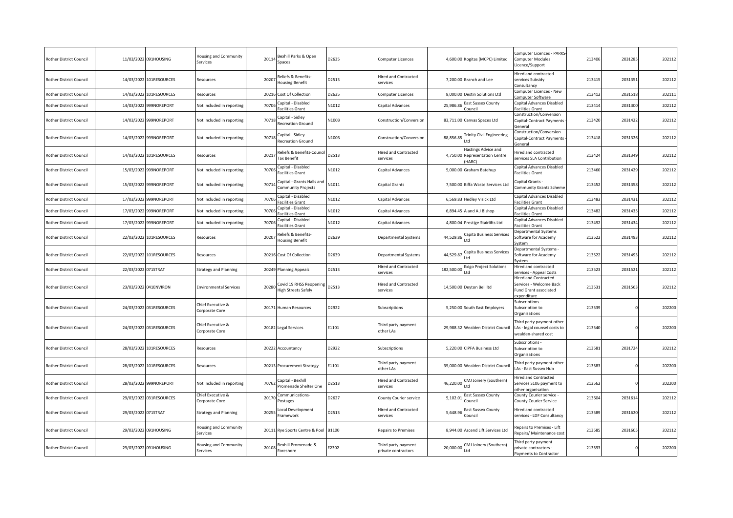| | | | | | | | | | | | | | |
|---|---|---|---|---|---|---|---|---|---|---|---|---|---|
| Rother District Council | 11/03/2022 | 091HOUSING | Housing and Community Services | 20114 | Bexhill Parks & Open Spaces | D2635 | Computer Licences | 4,600.00 | Kogitas (MCPC) Limited | Computer Licences - PARKS-Computer Modules Licence/Support | 213406 | 2031285 | 202112 |
| Rother District Council | 14/03/2022 | 101RESOURCES | Resources | 20207 | Reliefs & Benefits-Housing Benefit | D2513 | Hired and Contracted services | 7,200.00 | Branch and Lee | Hired and contracted services Subsidy Consultancy | 213415 | 2031351 | 202112 |
| Rother District Council | 14/03/2022 | 101RESOURCES | Resources | 20216 | Cost Of Collection | D2635 | Computer Licences | 8,000.00 | Destin Solutions Ltd | Computer Licences - New Computer Software | 213412 | 2031518 | 202111 |
| Rother District Council | 14/03/2022 | 999NOREPORT | Not included in reporting | 70706 | Capital - Disabled Facilities Grant | N1012 | Capital Advances | 25,986.86 | East Sussex County Council | Capital Advances Disabled Facilities Grant | 213414 | 2031300 | 202112 |
| Rother District Council | 14/03/2022 | 999NOREPORT | Not included in reporting | 70718 | Capital - Sidley Recreation Ground | N1003 | Construction/Conversion | 83,711.00 | Canvas Spaces Ltd | Construction/Conversion Capital-Contract Payments - General | 213420 | 2031422 | 202112 |
| Rother District Council | 14/03/2022 | 999NOREPORT | Not included in reporting | 70718 | Capital - Sidley Recreation Ground | N1003 | Construction/Conversion | 88,856.85 | Trinity Civil Engineering Ltd | Construction/Conversion Capital-Contract Payments - General | 213418 | 2031326 | 202112 |
| Rother District Council | 14/03/2022 | 101RESOURCES | Resources | 20217 | Reliefs & Benefits-Council Tax Benefit | D2513 | Hired and Contracted services | 4,750.00 | Hastings Advice and Representation Centre (HARC) | Hired and contracted services SLA Contribution | 213424 | 2031349 | 202112 |
| Rother District Council | 15/03/2022 | 999NOREPORT | Not included in reporting | 70706 | Capital - Disabled Facilities Grant | N1012 | Capital Advances | 5,000.00 | Graham Batehup | Capital Advances Disabled Facilities Grant | 213460 | 2031429 | 202112 |
| Rother District Council | 15/03/2022 | 999NOREPORT | Not included in reporting | 70714 | Capital - Grants Halls and Community Projects | N1011 | Capital Grants | 7,500.00 | Biffa Waste Services Ltd | Capital Grants - Community Grants Scheme | 213452 | 2031358 | 202112 |
| Rother District Council | 17/03/2022 | 999NOREPORT | Not included in reporting | 70706 | Capital - Disabled Facilities Grant | N1012 | Capital Advances | 6,569.83 | Hedley Visick Ltd | Capital Advances Disabled Facilities Grant | 213483 | 2031431 | 202112 |
| Rother District Council | 17/03/2022 | 999NOREPORT | Not included in reporting | 70706 | Capital - Disabled Facilities Grant | N1012 | Capital Advances | 6,894.45 | A and A J Bishop | Capital Advances Disabled Facilities Grant | 213482 | 2031435 | 202112 |
| Rother District Council | 17/03/2022 | 999NOREPORT | Not included in reporting | 70706 | Capital - Disabled Facilities Grant | N1012 | Capital Advances | 4,800.04 | Prestige Stairlifts Ltd | Capital Advances Disabled Facilities Grant | 213492 | 2031434 | 202112 |
| Rother District Council | 22/03/2022 | 101RESOURCES | Resources | 20207 | Reliefs & Benefits-Housing Benefit | D2639 | Departmental Systems | 44,529.86 | Capita Business Services Ltd | Departmental Systems Software for Academy System | 213522 | 2031493 | 202112 |
| Rother District Council | 22/03/2022 | 101RESOURCES | Resources | 20216 | Cost Of Collection | D2639 | Departmental Systems | 44,529.87 | Capita Business Services Ltd | Departmental Systems - Software for Academy System | 213522 | 2031493 | 202112 |
| Rother District Council | 22/03/2022 | 071STRAT | Strategy and Planning | 20249 | Planning Appeals | D2513 | Hired and Contracted services | 182,500.00 | Exigo Project Solutions Ltd | Hired and contracted services - Appeal Costs | 213523 | 2031521 | 202112 |
| Rother District Council | 23/03/2022 | 041ENVIRON | Environmental Services | 20280 | Covid 19 RHSS Reopening High Streets Safely | D2513 | Hired and Contracted services | 14,500.00 | Deyton Bell ltd | Hired and Contracted Services - Welcome Back Fund Grant associated expenditure | 213531 | 2031563 | 202112 |
| Rother District Council | 24/03/2022 | 031RESOURCES | Chief Executive & Corporate Core | 20171 | Human Resources | D2922 | Subscriptions | 5,250.00 | South East Employers | Subscriptions - Subscription to Organisations | 213539 | 0 | 202200 |
| Rother District Council | 24/03/2022 | 031RESOURCES | Chief Executive & Corporate Core | 20182 | Legal Services | E1101 | Third party payment other LAs | 29,988.32 | Wealden District Council | Third party payment other LAs - legal counsel costs to wealden-shared cost | 213540 | 0 | 202200 |
| Rother District Council | 28/03/2022 | 101RESOURCES | Resources | 20222 | Accountancy | D2922 | Subscriptions | 5,220.00 | CIPFA Business Ltd | Subscriptions - Subscription to Organisations | 213581 | 2031724 | 202112 |
| Rother District Council | 28/03/2022 | 101RESOURCES | Resources | 20213 | Procurement Strategy | E1101 | Third party payment other LAs | 35,000.00 | Wealden District Council | Third party payment other LAs - East Sussex Hub | 213583 | 0 | 202200 |
| Rother District Council | 28/03/2022 | 999NOREPORT | Not included in reporting | 70762 | Capital - Bexhill Promenade Shelter One | D2513 | Hired and Contracted services | 46,220.00 | CMJ Joinery (Southern) Ltd | Hired and Contracted Services S106 payment to other organisation | 213562 | 0 | 202200 |
| Rother District Council | 29/03/2022 | 031RESOURCES | Chief Executive & Corporate Core | 20170 | Communications-Postages | D2627 | County Courier service | 5,102.01 | East Sussex County Council | County Courier service - County Courier Service | 213604 | 2031614 | 202112 |
| Rother District Council | 29/03/2022 | 071STRAT | Strategy and Planning | 20255 | Local Development Framework | D2513 | Hired and Contracted services | 5,648.96 | East Sussex County Council | Hired and contracted services - LDF Consultancy | 213589 | 2031620 | 202112 |
| Rother District Council | 29/03/2022 | 091HOUSING | Housing and Community Services | 20111 | Rye Sports Centre & Pool | B1100 | Repairs to Premises | 8,944.00 | Ascend Lift Services Ltd | Repairs to Premises - Lift Repairs/ Maintenance cost | 213585 | 2031605 | 202112 |
| Rother District Council | 29/03/2022 | 091HOUSING | Housing and Community Services | 20108 | Bexhill Promenade & Foreshore | E2302 | Third party payment private contractors | 20,000.00 | CMJ Joinery (Southern) Ltd | Third party payment private contractors - Payments to Contractor | 213593 | 0 | 202200 |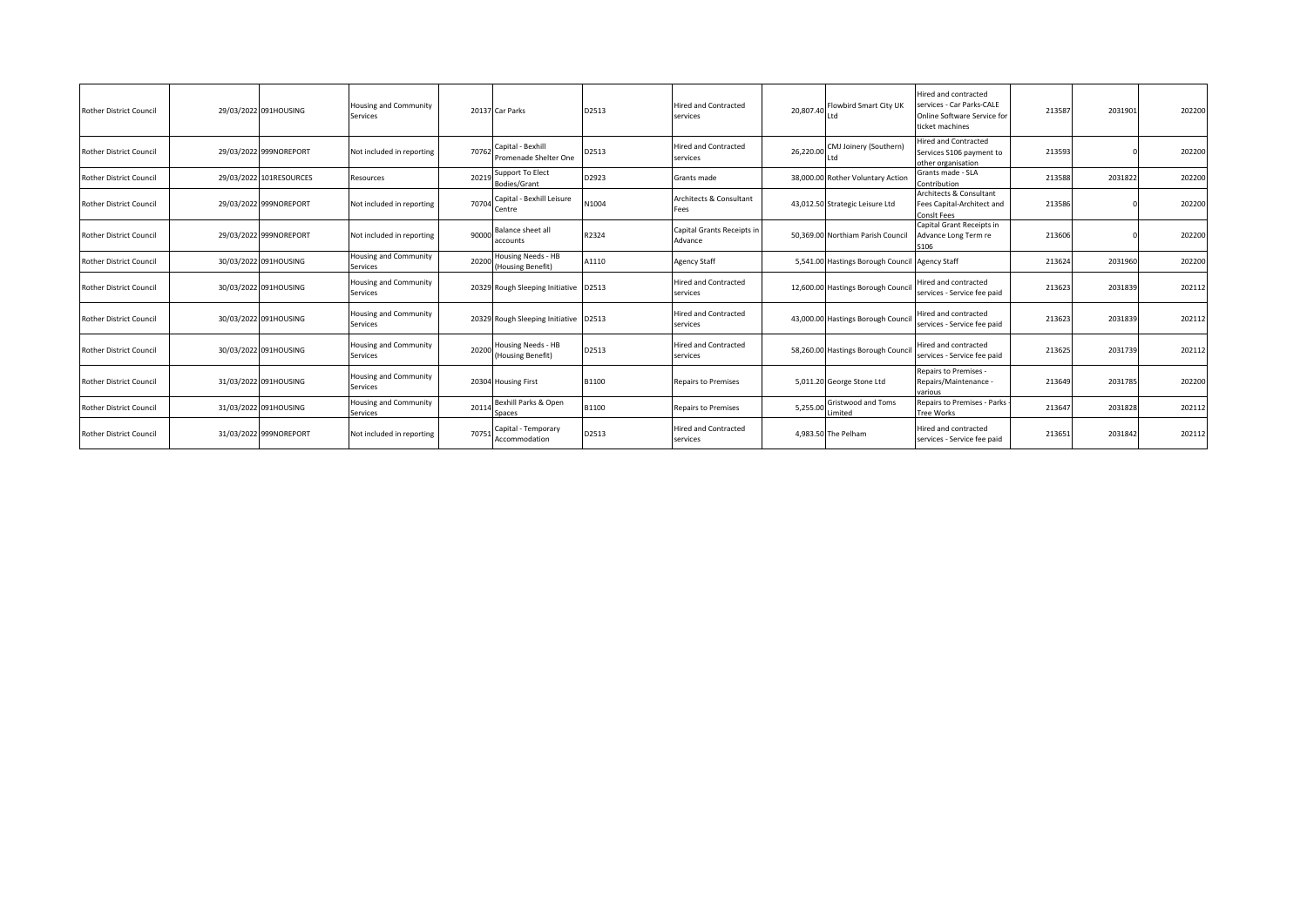| | | | | | | | | | | | | | | |
|---|---|---|---|---|---|---|---|---|---|---|---|---|---|---|
| Rother District Council | 29/03/2022 | 091HOUSING | Housing and Community Services | 20137 | Car Parks | D2513 | Hired and Contracted services | 20,807.40 | Flowbird Smart City UK Ltd | Hired and contracted services - Car Parks-CALE Online Software Service for ticket machines | 213587 | 2031901 | 202200 |
| Rother District Council | 29/03/2022 | 999NOREPORT | Not included in reporting | 70762 | Capital - Bexhill Promenade Shelter One | D2513 | Hired and Contracted services | 26,220.00 | CMJ Joinery (Southern) Ltd | Hired and Contracted Services S106 payment to other organisation | 213593 | 0 | 202200 |
| Rother District Council | 29/03/2022 | 101RESOURCES | Resources | 20219 | Support To Elect Bodies/Grant | D2923 | Grants made | 38,000.00 | Rother Voluntary Action | Grants made - SLA Contribution | 213588 | 2031822 | 202200 |
| Rother District Council | 29/03/2022 | 999NOREPORT | Not included in reporting | 70704 | Capital - Bexhill Leisure Centre | N1004 | Architects & Consultant Fees | 43,012.50 | Strategic Leisure Ltd | Architects & Consultant Fees Capital-Architect and Conslt Fees | 213586 | 0 | 202200 |
| Rother District Council | 29/03/2022 | 999NOREPORT | Not included in reporting | 90000 | Balance sheet all accounts | R2324 | Capital Grants Receipts in Advance | 50,369.00 | Northiam Parish Council | Capital Grant Receipts in Advance Long Term re S106 | 213606 | 0 | 202200 |
| Rother District Council | 30/03/2022 | 091HOUSING | Housing and Community Services | 20200 | Housing Needs - HB (Housing Benefit) | A1110 | Agency Staff | 5,541.00 | Hastings Borough Council | Agency Staff | 213624 | 2031960 | 202200 |
| Rother District Council | 30/03/2022 | 091HOUSING | Housing and Community Services | 20329 | Rough Sleeping Initiative | D2513 | Hired and Contracted services | 12,600.00 | Hastings Borough Council | Hired and contracted services - Service fee paid | 213623 | 2031839 | 202112 |
| Rother District Council | 30/03/2022 | 091HOUSING | Housing and Community Services | 20329 | Rough Sleeping Initiative | D2513 | Hired and Contracted services | 43,000.00 | Hastings Borough Council | Hired and contracted services - Service fee paid | 213623 | 2031839 | 202112 |
| Rother District Council | 30/03/2022 | 091HOUSING | Housing and Community Services | 20200 | Housing Needs - HB (Housing Benefit) | D2513 | Hired and Contracted services | 58,260.00 | Hastings Borough Council | Hired and contracted services - Service fee paid | 213625 | 2031739 | 202112 |
| Rother District Council | 31/03/2022 | 091HOUSING | Housing and Community Services | 20304 | Housing First | B1100 | Repairs to Premises | 5,011.20 | George Stone Ltd | Repairs to Premises - Repairs/Maintenance - various | 213649 | 2031785 | 202200 |
| Rother District Council | 31/03/2022 | 091HOUSING | Housing and Community Services | 20114 | Bexhill Parks & Open Spaces | B1100 | Repairs to Premises | 5,255.00 | Gristwood and Toms Limited | Repairs to Premises - Parks - Tree Works | 213647 | 2031828 | 202112 |
| Rother District Council | 31/03/2022 | 999NOREPORT | Not included in reporting | 70751 | Capital - Temporary Accommodation | D2513 | Hired and Contracted services | 4,983.50 | The Pelham | Hired and contracted services - Service fee paid | 213651 | 2031842 | 202112 |